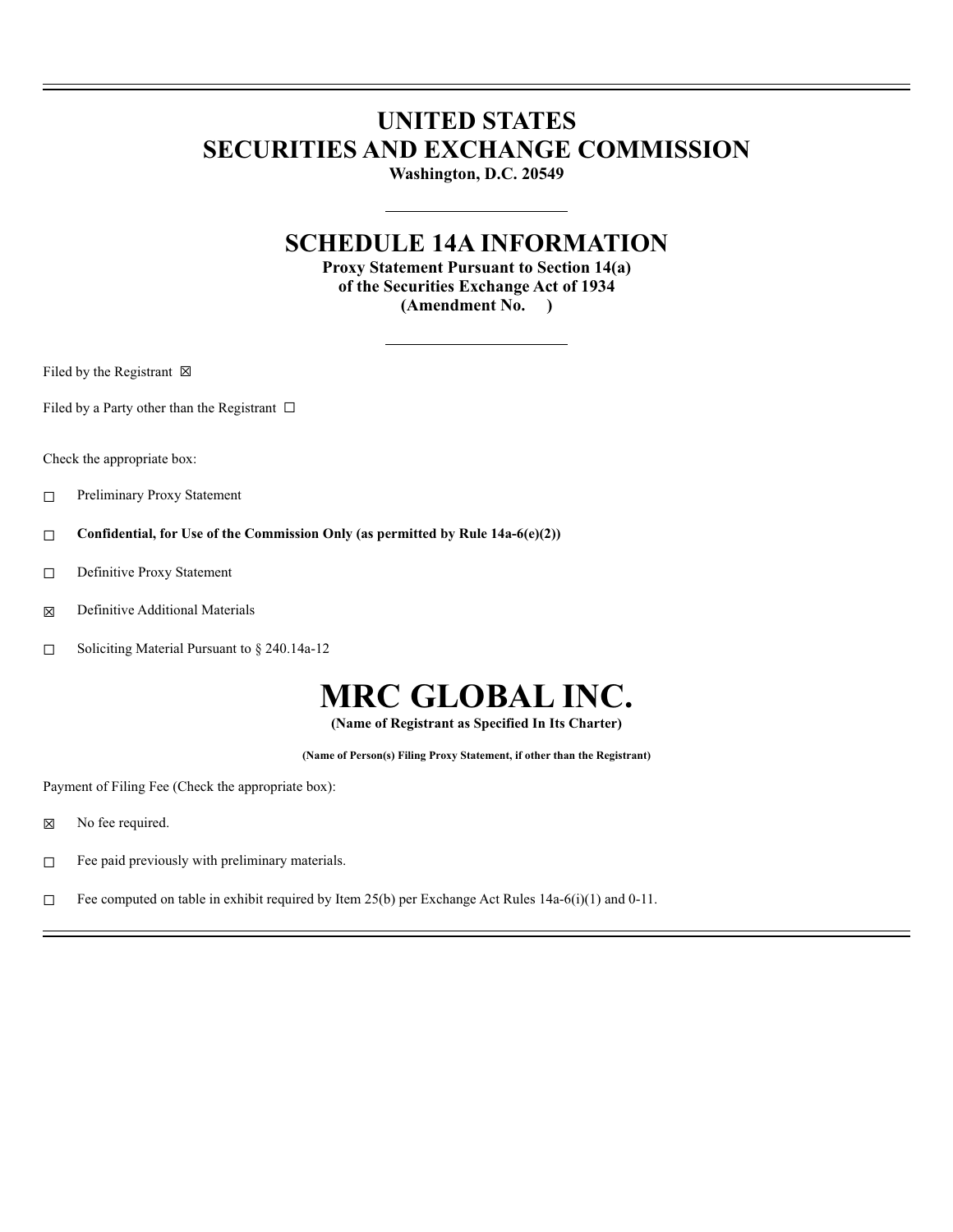# UNITED STATES
# SECURITIES AND EXCHANGE COMMISSION

**Washington, D.C. 20549**

## SCHEDULE 14A INFORMATION

**Proxy Statement Pursuant to Section 14(a)**
**of the Securities Exchange Act of 1934**
**(Amendment No. )**

Filed by the Registrant ☒

Filed by a Party other than the Registrant ☐

Check the appropriate box:

☐ Preliminary Proxy Statement

☐ **Confidential, for Use of the Commission Only (as permitted by Rule 14a-6(e)(2))**

☐ Definitive Proxy Statement

☒ Definitive Additional Materials

☐ Soliciting Material Pursuant to § 240.14a-12

# MRC GLOBAL INC.

**(Name of Registrant as Specified In Its Charter)**

**(Name of Person(s) Filing Proxy Statement, if other than the Registrant)**

Payment of Filing Fee (Check the appropriate box):

☒ No fee required.

☐ Fee paid previously with preliminary materials.

☐ Fee computed on table in exhibit required by Item 25(b) per Exchange Act Rules 14a-6(i)(1) and 0-11.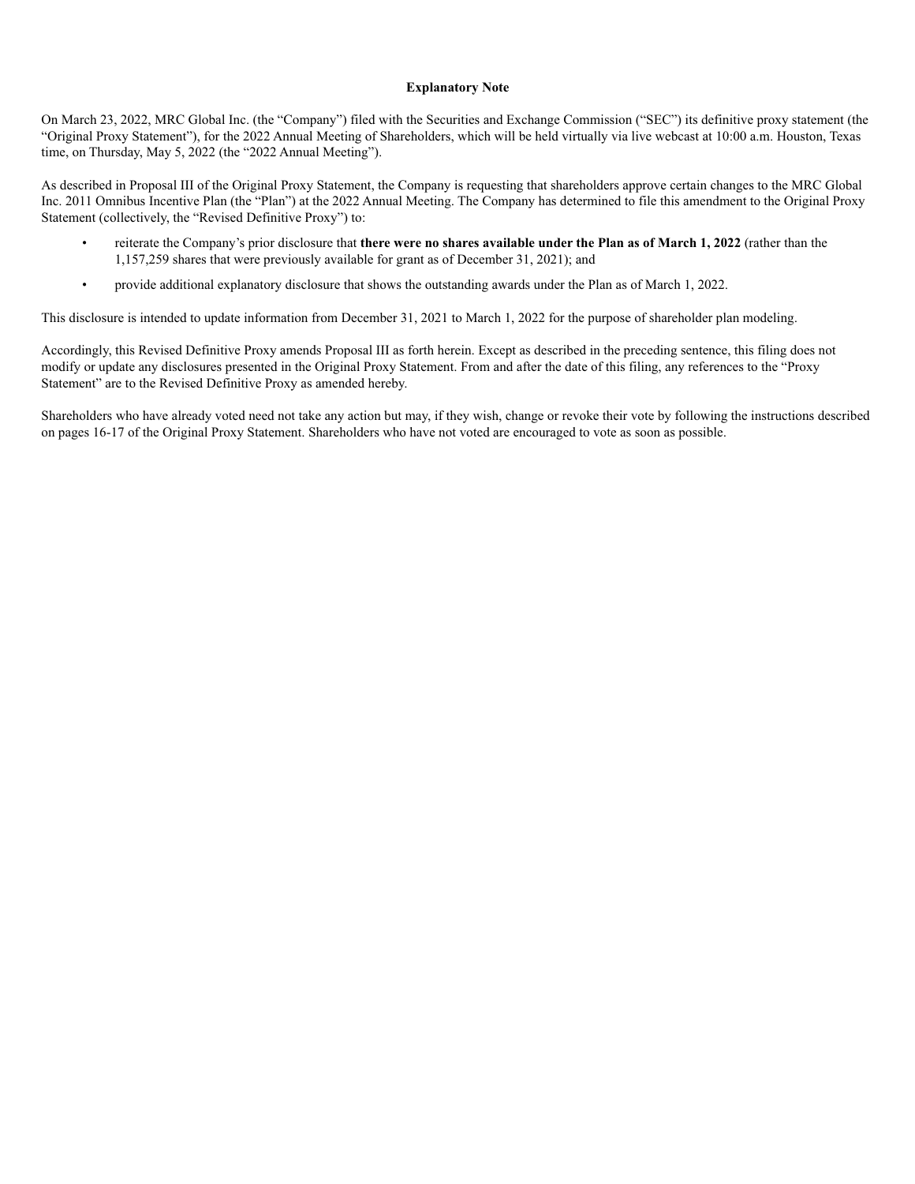**Explanatory Note**

On March 23, 2022, MRC Global Inc. (the "Company") filed with the Securities and Exchange Commission ("SEC") its definitive proxy statement (the "Original Proxy Statement"), for the 2022 Annual Meeting of Shareholders, which will be held virtually via live webcast at 10:00 a.m. Houston, Texas time, on Thursday, May 5, 2022 (the "2022 Annual Meeting").

As described in Proposal III of the Original Proxy Statement, the Company is requesting that shareholders approve certain changes to the MRC Global Inc. 2011 Omnibus Incentive Plan (the "Plan") at the 2022 Annual Meeting. The Company has determined to file this amendment to the Original Proxy Statement (collectively, the "Revised Definitive Proxy") to:

- reiterate the Company's prior disclosure that **there were no shares available under the Plan as of March 1, 2022** (rather than the 1,157,259 shares that were previously available for grant as of December 31, 2021); and
- provide additional explanatory disclosure that shows the outstanding awards under the Plan as of March 1, 2022.

This disclosure is intended to update information from December 31, 2021 to March 1, 2022 for the purpose of shareholder plan modeling.

Accordingly, this Revised Definitive Proxy amends Proposal III as forth herein. Except as described in the preceding sentence, this filing does not modify or update any disclosures presented in the Original Proxy Statement. From and after the date of this filing, any references to the "Proxy Statement" are to the Revised Definitive Proxy as amended hereby.

Shareholders who have already voted need not take any action but may, if they wish, change or revoke their vote by following the instructions described on pages 16-17 of the Original Proxy Statement. Shareholders who have not voted are encouraged to vote as soon as possible.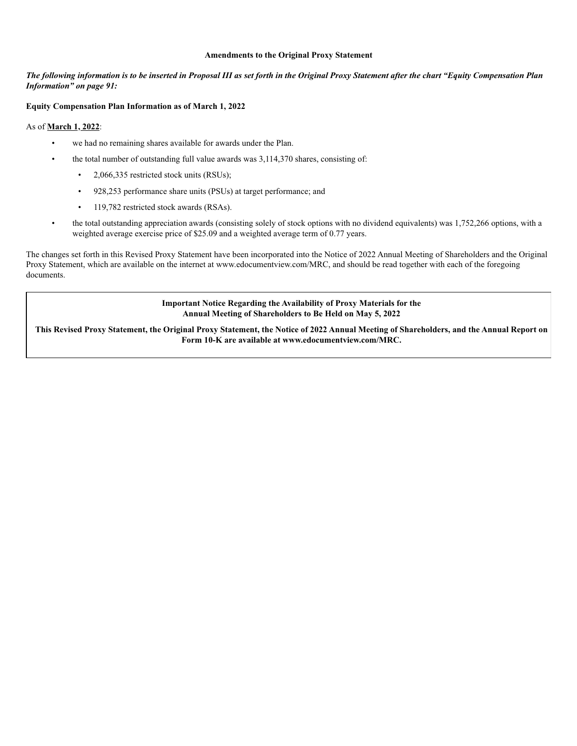**Amendments to the Original Proxy Statement**

***The following information is to be inserted in Proposal III as set forth in the Original Proxy Statement after the chart "Equity Compensation Plan Information" on page 91:***

**Equity Compensation Plan Information as of March 1, 2022**

As of **March 1, 2022**:

- we had no remaining shares available for awards under the Plan.
- the total number of outstanding full value awards was 3,114,370 shares, consisting of:
  - 2,066,335 restricted stock units (RSUs);
  - 928,253 performance share units (PSUs) at target performance; and
  - 119,782 restricted stock awards (RSAs).
- the total outstanding appreciation awards (consisting solely of stock options with no dividend equivalents) was 1,752,266 options, with a weighted average exercise price of $25.09 and a weighted average term of 0.77 years.

The changes set forth in this Revised Proxy Statement have been incorporated into the Notice of 2022 Annual Meeting of Shareholders and the Original Proxy Statement, which are available on the internet at www.edocumentview.com/MRC, and should be read together with each of the foregoing documents.

**Important Notice Regarding the Availability of Proxy Materials for the Annual Meeting of Shareholders to Be Held on May 5, 2022**

**This Revised Proxy Statement, the Original Proxy Statement, the Notice of 2022 Annual Meeting of Shareholders, and the Annual Report on Form 10-K are available at www.edocumentview.com/MRC.**